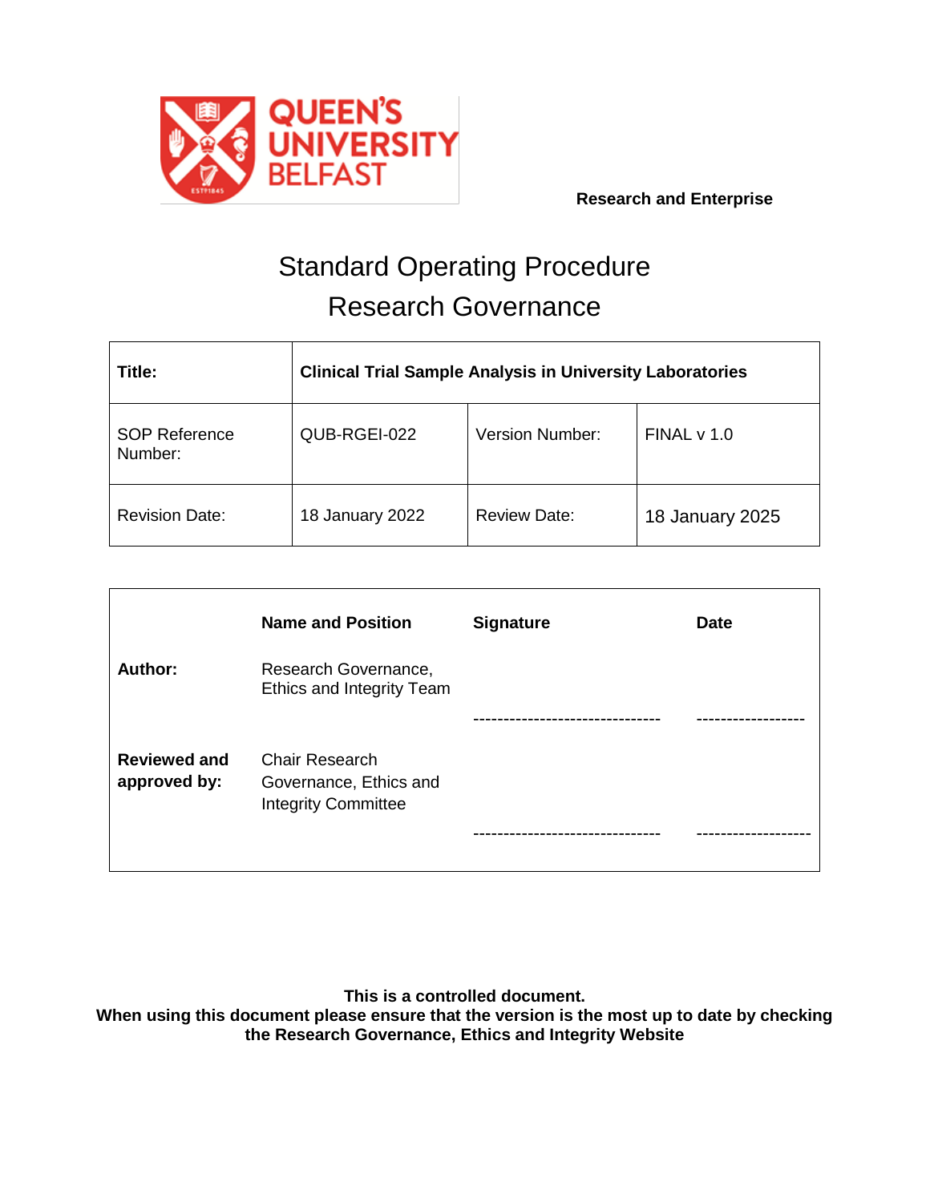QUEEN'S UNIVERSITY BELFAST

**Research and Enterprise**

# Standard Operating Procedure
# Research Governance

| **Title:** | **Clinical Trial Sample Analysis in University Laboratories** | | |
|---|---|---|---|
| SOP Reference Number: | QUB-RGEI-022 | Version Number: | FINAL v 1.0 |
| Revision Date: | 18 January 2022 | Review Date: | 18 January 2025 |

| | **Name and Position** | **Signature** | **Date** |
|---|---|---|---|
| **Author:** | Research Governance, Ethics and Integrity Team | ------------------------------- | ------------------ |
| **Reviewed and approved by:** | Chair Research Governance, Ethics and Integrity Committee | ------------------------------- | ------------------- |

**This is a controlled document.**
**When using this document please ensure that the version is the most up to date by checking the Research Governance, Ethics and Integrity Website**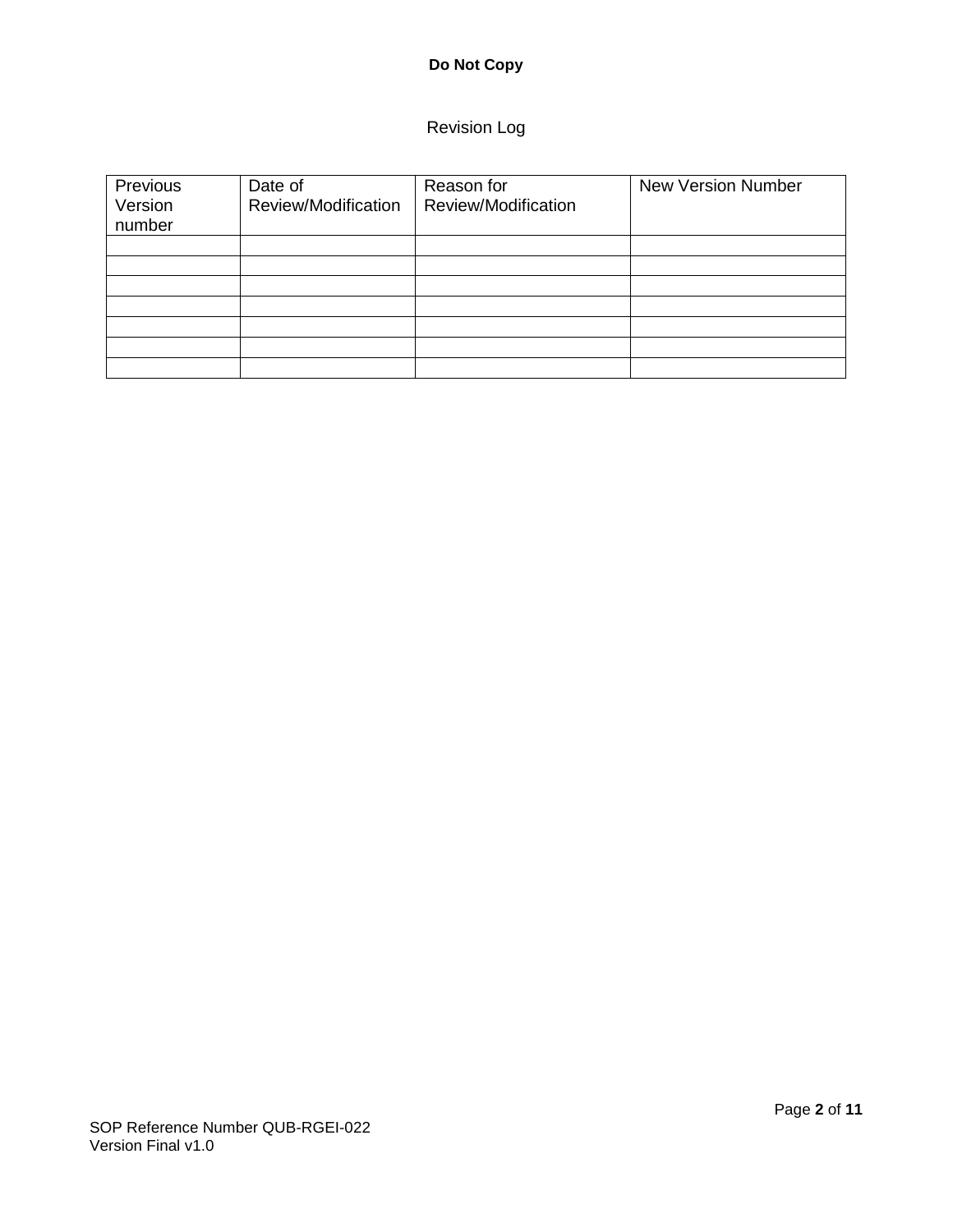Revision Log

| Previous Version number | Date of Review/Modification | Reason for Review/Modification | New Version Number |
| --- | --- | --- | --- |
| | | | |
| | | | |
| | | | |
| | | | |
| | | | |
| | | | |
| | | | |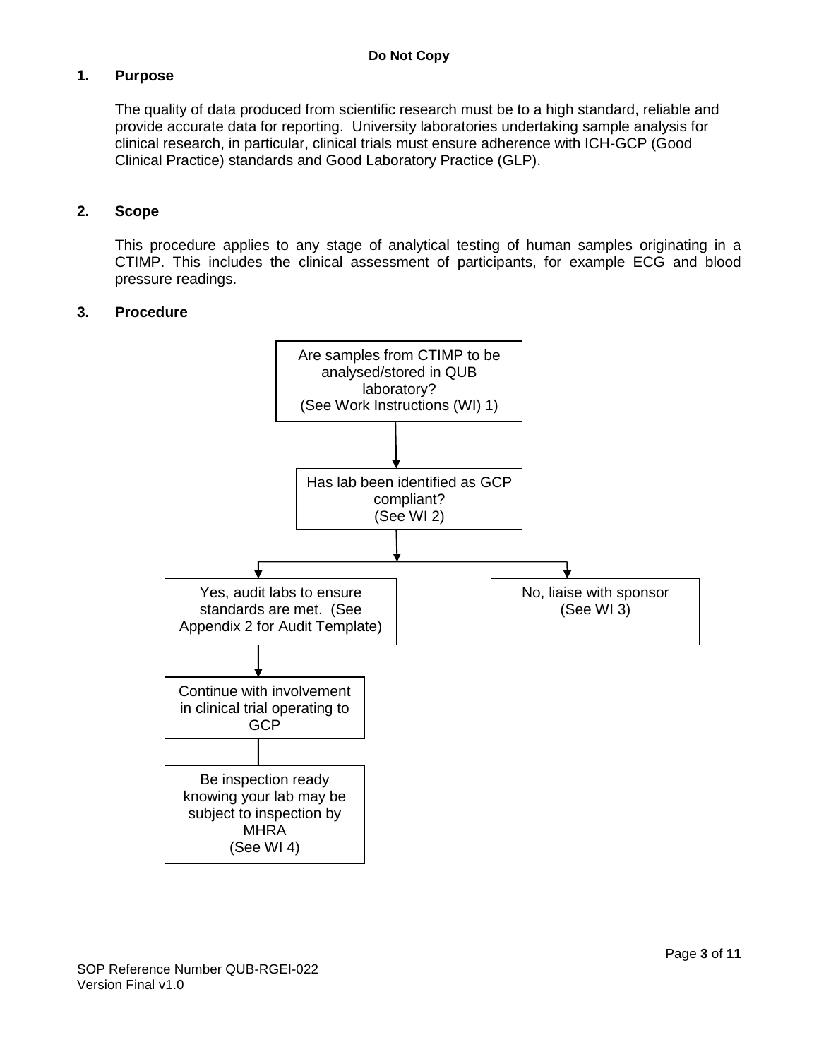## 1. Purpose

The quality of data produced from scientific research must be to a high standard, reliable and provide accurate data for reporting. University laboratories undertaking sample analysis for clinical research, in particular, clinical trials must ensure adherence with ICH-GCP (Good Clinical Practice) standards and Good Laboratory Practice (GLP).

## 2. Scope

This procedure applies to any stage of analytical testing of human samples originating in a CTIMP. This includes the clinical assessment of participants, for example ECG and blood pressure readings.

## 3. Procedure

Are samples from CTIMP to be analysed/stored in QUB laboratory?
(See Work Instructions (WI) 1)

↓

Has lab been identified as GCP compliant?
(See WI 2)

↓

- Yes, audit labs to ensure standards are met. (See Appendix 2 for Audit Template)
  - ↓ Continue with involvement in clinical trial operating to GCP
  - ↓ Be inspection ready knowing your lab may be subject to inspection by MHRA (See WI 4)
- No, liaise with sponsor (See WI 3)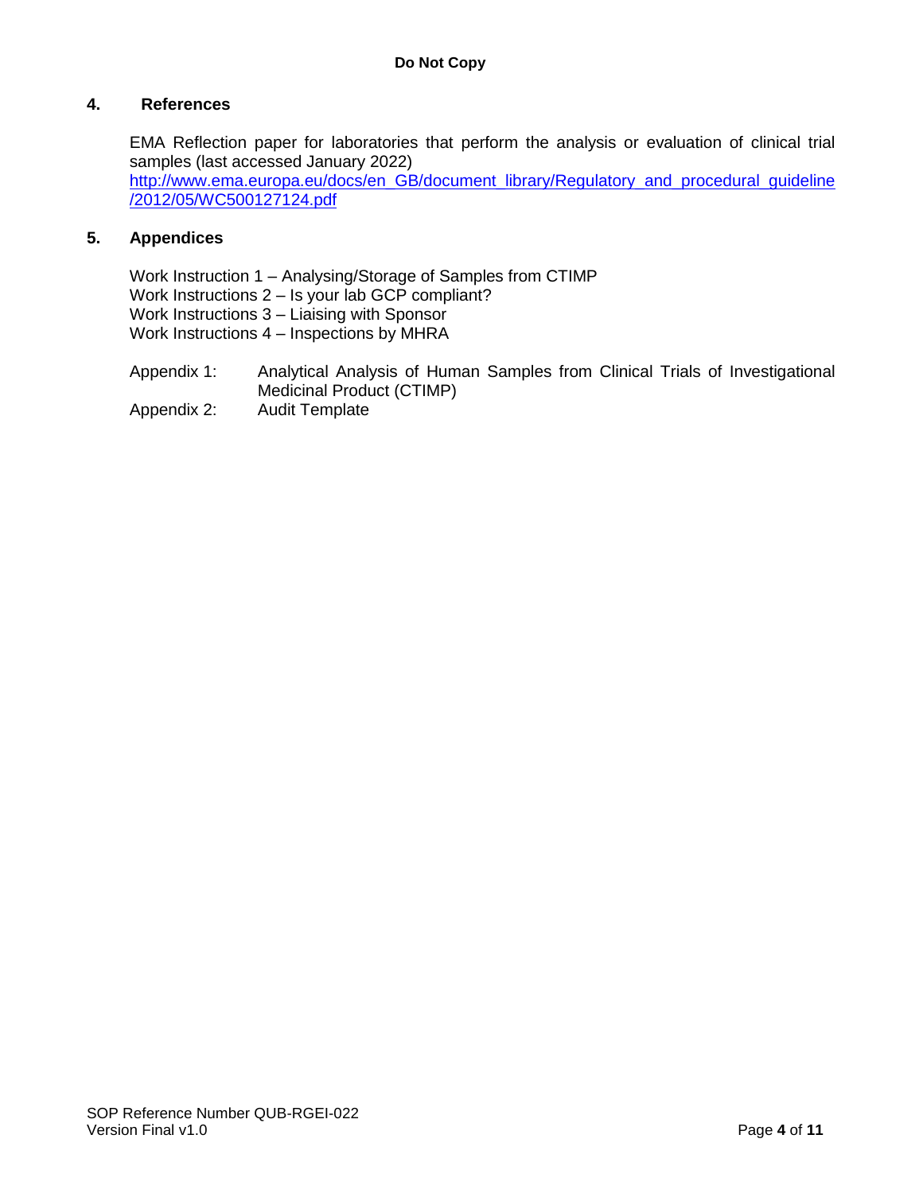## 4. References

EMA Reflection paper for laboratories that perform the analysis or evaluation of clinical trial samples (last accessed January 2022)
[http://www.ema.europa.eu/docs/en_GB/document_library/Regulatory_and_procedural_guideline/2012/05/WC500127124.pdf](http://www.ema.europa.eu/docs/en_GB/document_library/Regulatory_and_procedural_guideline/2012/05/WC500127124.pdf)

## 5. Appendices

Work Instruction 1 – Analysing/Storage of Samples from CTIMP
Work Instructions 2 – Is your lab GCP compliant?
Work Instructions 3 – Liaising with Sponsor
Work Instructions 4 – Inspections by MHRA

Appendix 1: Analytical Analysis of Human Samples from Clinical Trials of Investigational Medicinal Product (CTIMP)
Appendix 2: Audit Template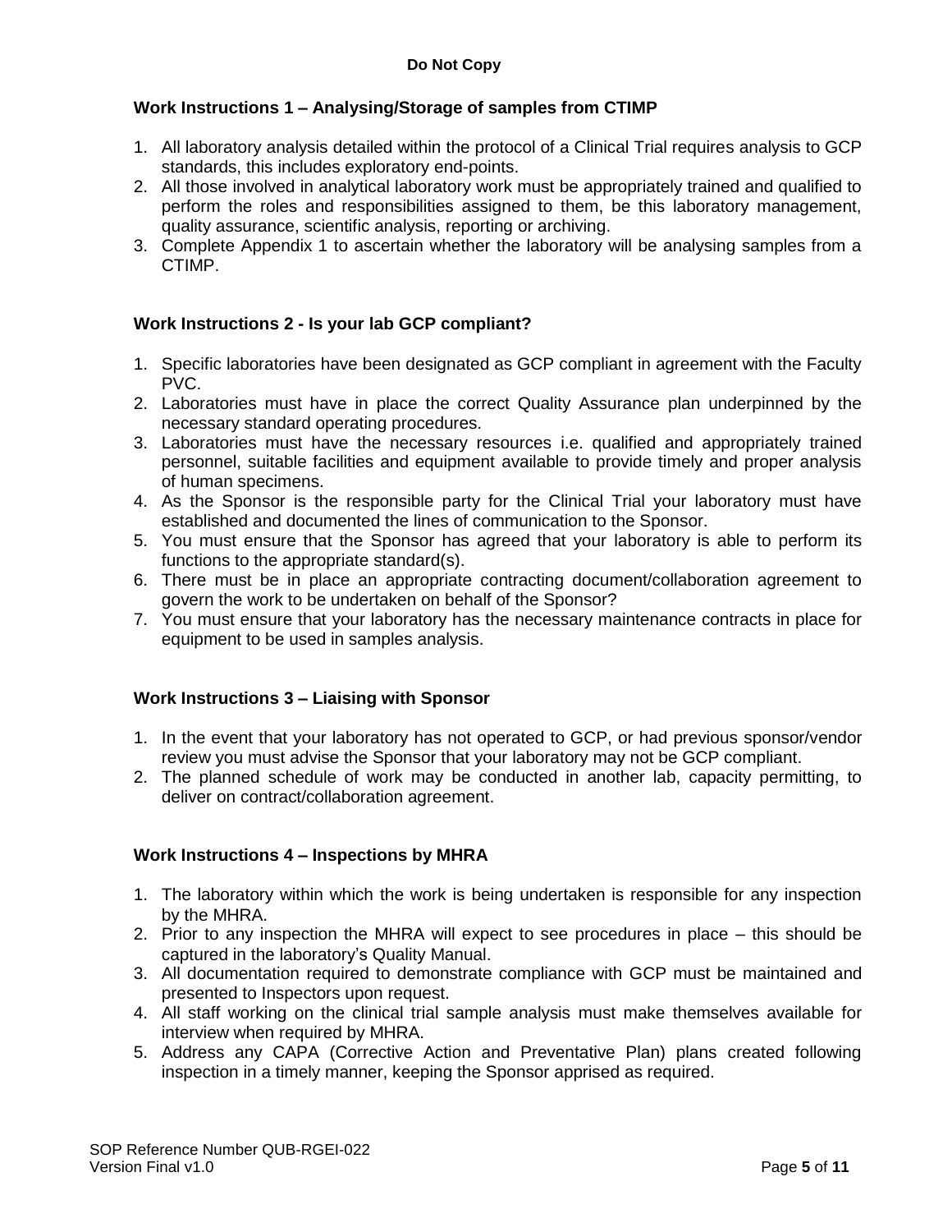## Work Instructions 1 – Analysing/Storage of samples from CTIMP

1. All laboratory analysis detailed within the protocol of a Clinical Trial requires analysis to GCP standards, this includes exploratory end-points.
2. All those involved in analytical laboratory work must be appropriately trained and qualified to perform the roles and responsibilities assigned to them, be this laboratory management, quality assurance, scientific analysis, reporting or archiving.
3. Complete Appendix 1 to ascertain whether the laboratory will be analysing samples from a CTIMP.

## Work Instructions 2 - Is your lab GCP compliant?

1. Specific laboratories have been designated as GCP compliant in agreement with the Faculty PVC.
2. Laboratories must have in place the correct Quality Assurance plan underpinned by the necessary standard operating procedures.
3. Laboratories must have the necessary resources i.e. qualified and appropriately trained personnel, suitable facilities and equipment available to provide timely and proper analysis of human specimens.
4. As the Sponsor is the responsible party for the Clinical Trial your laboratory must have established and documented the lines of communication to the Sponsor.
5. You must ensure that the Sponsor has agreed that your laboratory is able to perform its functions to the appropriate standard(s).
6. There must be in place an appropriate contracting document/collaboration agreement to govern the work to be undertaken on behalf of the Sponsor?
7. You must ensure that your laboratory has the necessary maintenance contracts in place for equipment to be used in samples analysis.

## Work Instructions 3 – Liaising with Sponsor

1. In the event that your laboratory has not operated to GCP, or had previous sponsor/vendor review you must advise the Sponsor that your laboratory may not be GCP compliant.
2. The planned schedule of work may be conducted in another lab, capacity permitting, to deliver on contract/collaboration agreement.

## Work Instructions 4 – Inspections by MHRA

1. The laboratory within which the work is being undertaken is responsible for any inspection by the MHRA.
2. Prior to any inspection the MHRA will expect to see procedures in place – this should be captured in the laboratory's Quality Manual.
3. All documentation required to demonstrate compliance with GCP must be maintained and presented to Inspectors upon request.
4. All staff working on the clinical trial sample analysis must make themselves available for interview when required by MHRA.
5. Address any CAPA (Corrective Action and Preventative Plan) plans created following inspection in a timely manner, keeping the Sponsor apprised as required.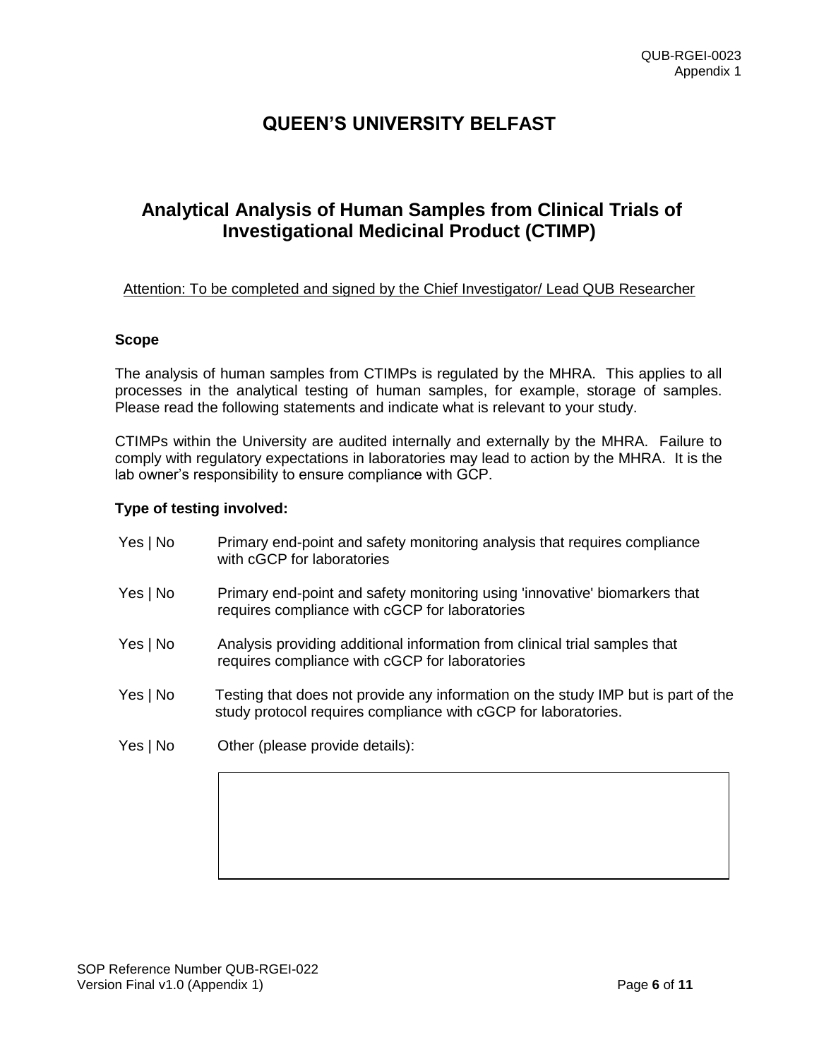# QUEEN'S UNIVERSITY BELFAST

## Analytical Analysis of Human Samples from Clinical Trials of Investigational Medicinal Product (CTIMP)

Attention: To be completed and signed by the Chief Investigator/ Lead QUB Researcher

**Scope**

The analysis of human samples from CTIMPs is regulated by the MHRA. This applies to all processes in the analytical testing of human samples, for example, storage of samples. Please read the following statements and indicate what is relevant to your study.

CTIMPs within the University are audited internally and externally by the MHRA. Failure to comply with regulatory expectations in laboratories may lead to action by the MHRA. It is the lab owner's responsibility to ensure compliance with GCP.

**Type of testing involved:**

Yes | No    Primary end-point and safety monitoring analysis that requires compliance with cGCP for laboratories

Yes | No    Primary end-point and safety monitoring using 'innovative' biomarkers that requires compliance with cGCP for laboratories

Yes | No    Analysis providing additional information from clinical trial samples that requires compliance with cGCP for laboratories

Yes | No    Testing that does not provide any information on the study IMP but is part of the study protocol requires compliance with cGCP for laboratories.

Yes | No    Other (please provide details):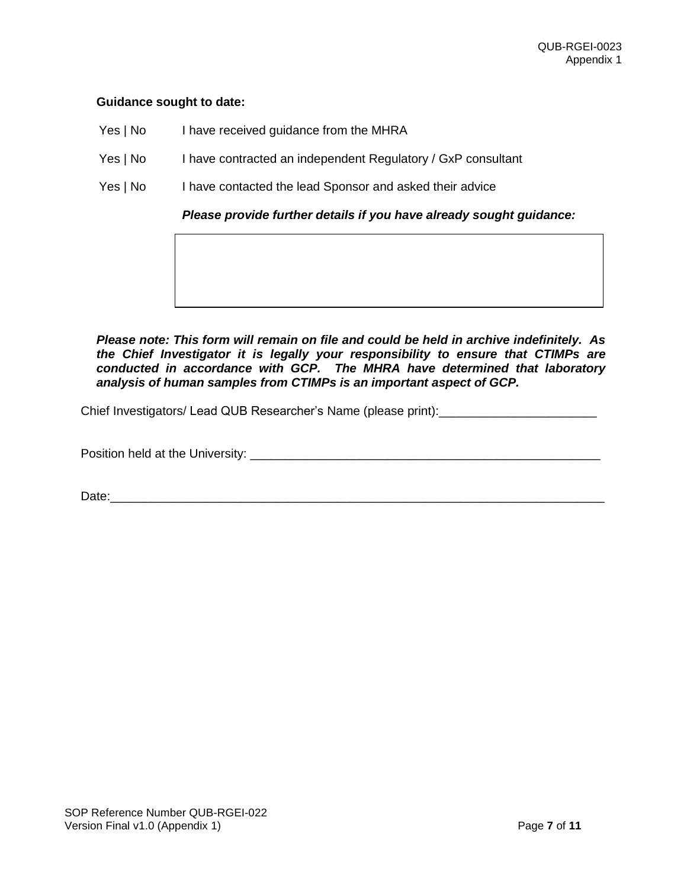**Guidance sought to date:**

Yes | No I have received guidance from the MHRA

Yes | No I have contracted an independent Regulatory / GxP consultant

Yes | No I have contacted the lead Sponsor and asked their advice

***Please provide further details if you have already sought guidance:***

| |
|---|
| |

***Please note: This form will remain on file and could be held in archive indefinitely. As the Chief Investigator it is legally your responsibility to ensure that CTIMPs are conducted in accordance with GCP. The MHRA have determined that laboratory analysis of human samples from CTIMPs is an important aspect of GCP.***

Chief Investigators/ Lead QUB Researcher's Name (please print):_______________________

Position held at the University: _____________________________________________________

Date:___________________________________________________________________________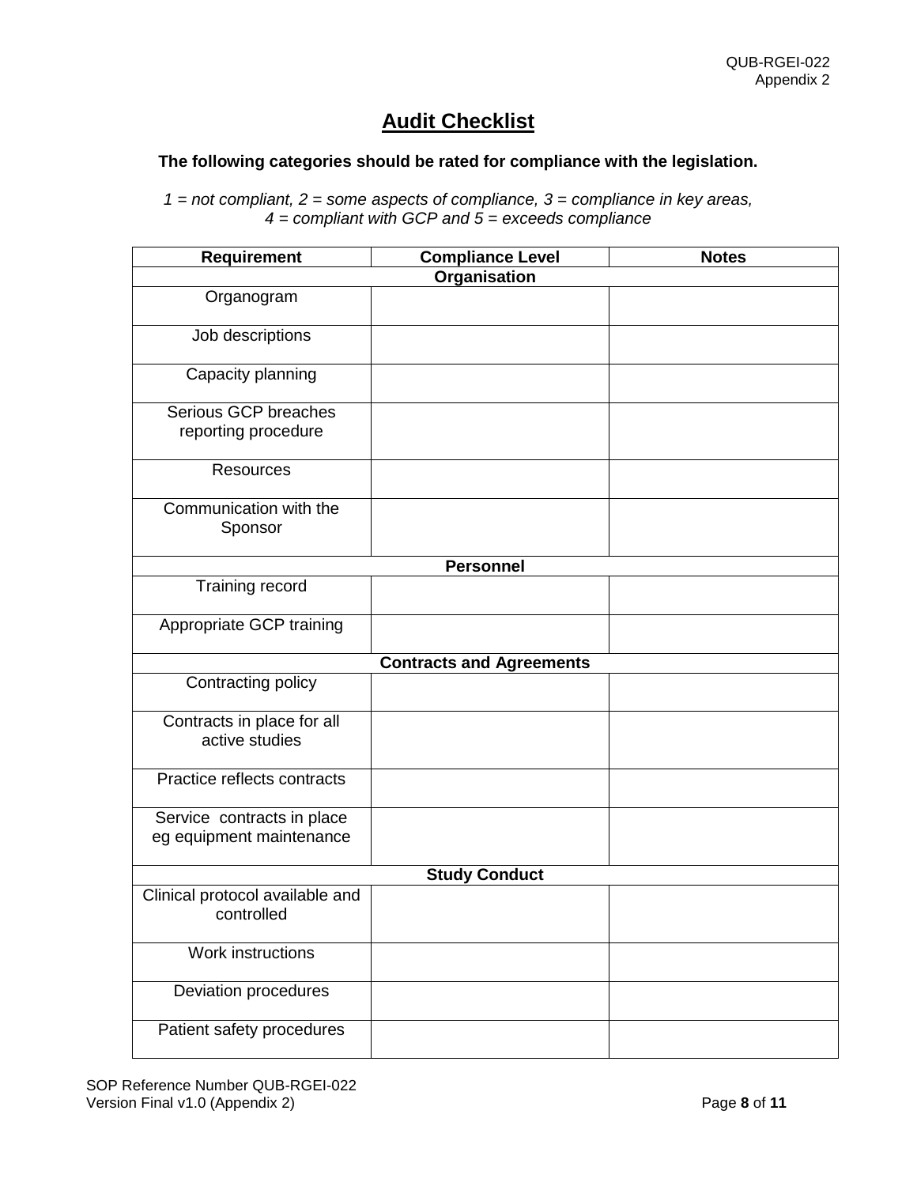# Audit Checklist

**The following categories should be rated for compliance with the legislation.**

*1 = not compliant, 2 = some aspects of compliance, 3 = compliance in key areas, 4 = compliant with GCP and 5 = exceeds compliance*

| Requirement | Compliance Level | Notes |
|---|---|---|
| **Organisation** | | |
| Organogram | | |
| Job descriptions | | |
| Capacity planning | | |
| Serious GCP breaches reporting procedure | | |
| Resources | | |
| Communication with the Sponsor | | |
| **Personnel** | | |
| Training record | | |
| Appropriate GCP training | | |
| **Contracts and Agreements** | | |
| Contracting policy | | |
| Contracts in place for all active studies | | |
| Practice reflects contracts | | |
| Service contracts in place eg equipment maintenance | | |
| **Study Conduct** | | |
| Clinical protocol available and controlled | | |
| Work instructions | | |
| Deviation procedures | | |
| Patient safety procedures | | |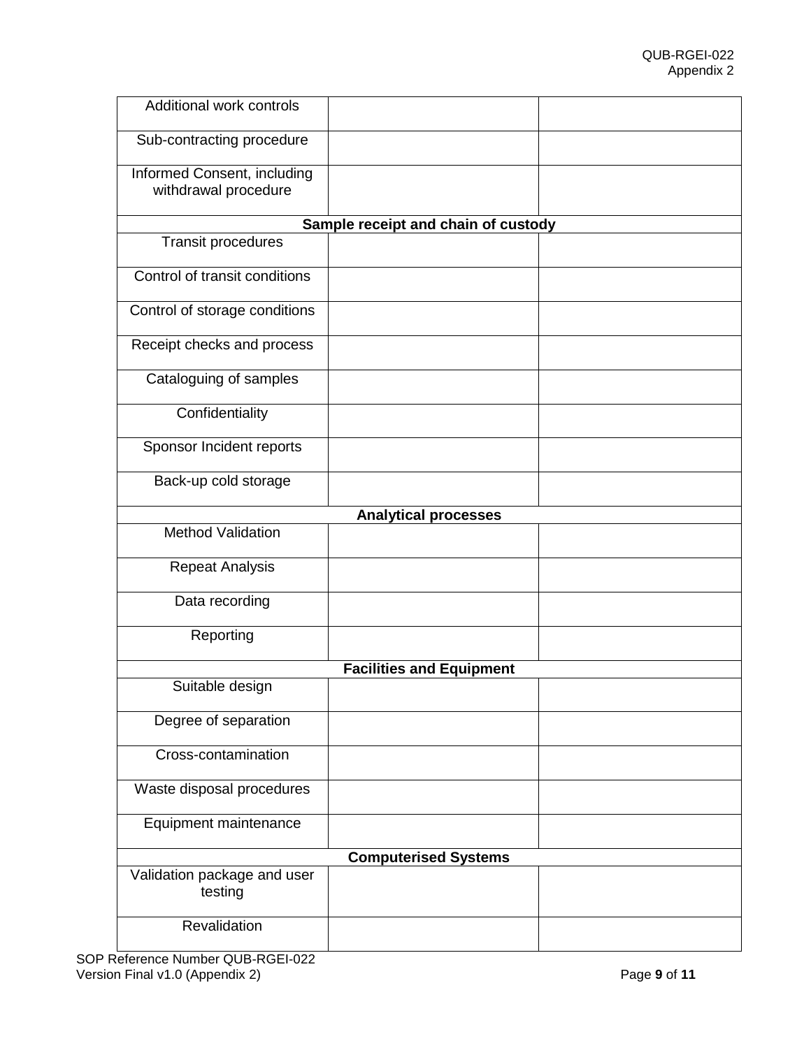| | | |
|---|---|---|
| Additional work controls | | |
| Sub-contracting procedure | | |
| Informed Consent, including withdrawal procedure | | |
| **Sample receipt and chain of custody** | | |
| Transit procedures | | |
| Control of transit conditions | | |
| Control of storage conditions | | |
| Receipt checks and process | | |
| Cataloguing of samples | | |
| Confidentiality | | |
| Sponsor Incident reports | | |
| Back-up cold storage | | |
| **Analytical processes** | | |
| Method Validation | | |
| Repeat Analysis | | |
| Data recording | | |
| Reporting | | |
| **Facilities and Equipment** | | |
| Suitable design | | |
| Degree of separation | | |
| Cross-contamination | | |
| Waste disposal procedures | | |
| Equipment maintenance | | |
| **Computerised Systems** | | |
| Validation package and user testing | | |
| Revalidation | | |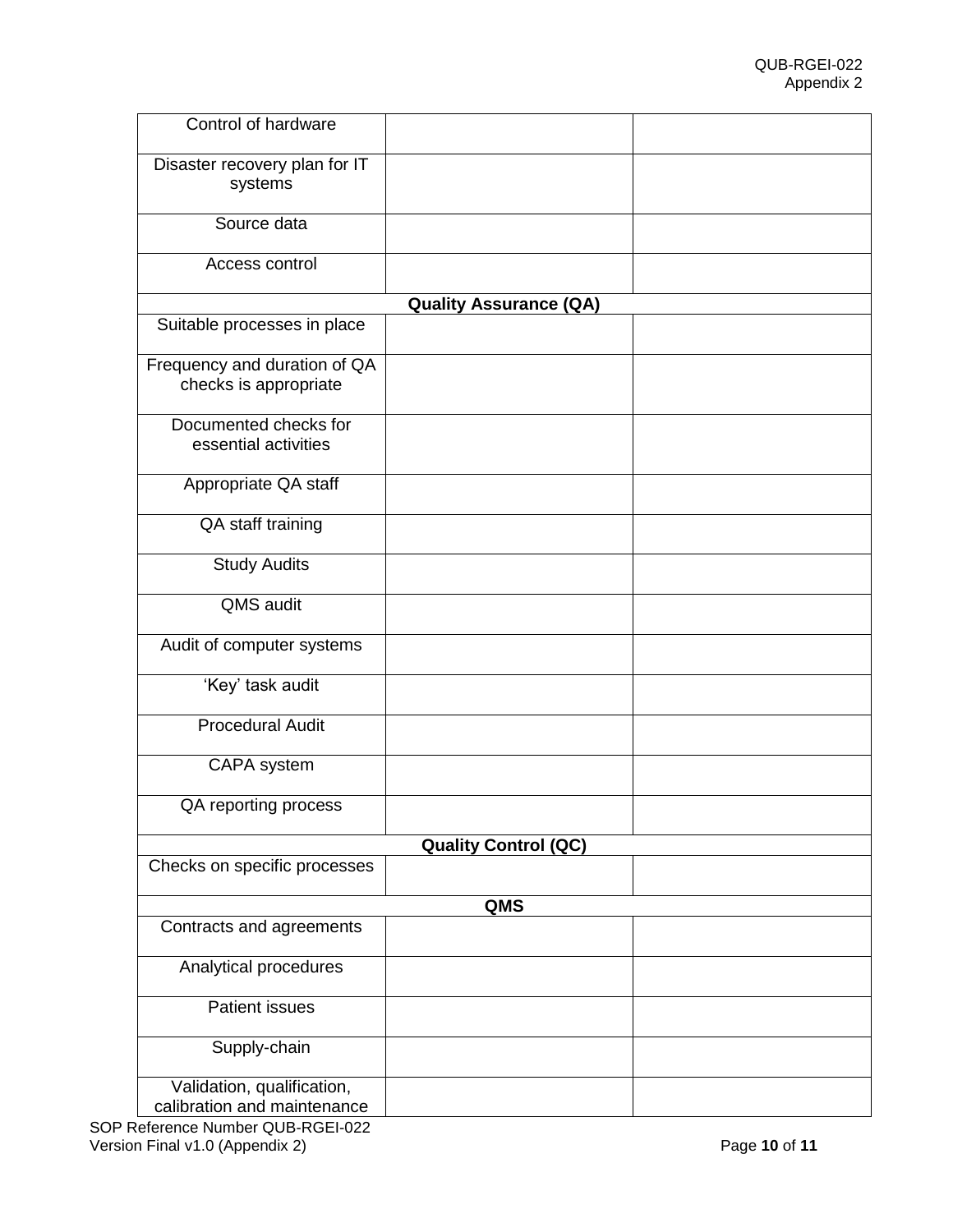| | | |
|---|---|---|
| Control of hardware | | |
| Disaster recovery plan for IT systems | | |
| Source data | | |
| Access control | | |
| **Quality Assurance (QA)** | | |
| Suitable processes in place | | |
| Frequency and duration of QA checks is appropriate | | |
| Documented checks for essential activities | | |
| Appropriate QA staff | | |
| QA staff training | | |
| Study Audits | | |
| QMS audit | | |
| Audit of computer systems | | |
| 'Key' task audit | | |
| Procedural Audit | | |
| CAPA system | | |
| QA reporting process | | |
| **Quality Control (QC)** | | |
| Checks on specific processes | | |
| **QMS** | | |
| Contracts and agreements | | |
| Analytical procedures | | |
| Patient issues | | |
| Supply-chain | | |
| Validation, qualification, calibration and maintenance | | |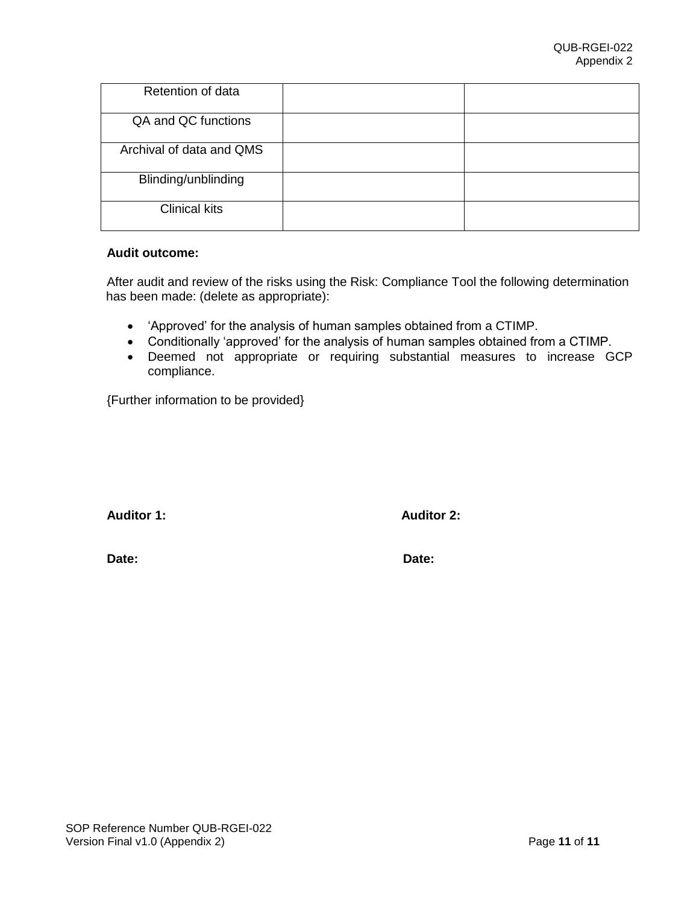| | | |
|---|---|---|
| Retention of data | | |
| QA and QC functions | | |
| Archival of data and QMS | | |
| Blinding/unblinding | | |
| Clinical kits | | |

**Audit outcome:**

After audit and review of the risks using the Risk: Compliance Tool the following determination has been made: (delete as appropriate):

- 'Approved' for the analysis of human samples obtained from a CTIMP.
- Conditionally 'approved' for the analysis of human samples obtained from a CTIMP.
- Deemed not appropriate or requiring substantial measures to increase GCP compliance.

{Further information to be provided}

**Auditor 1:** **Auditor 2:**

**Date:** **Date:**